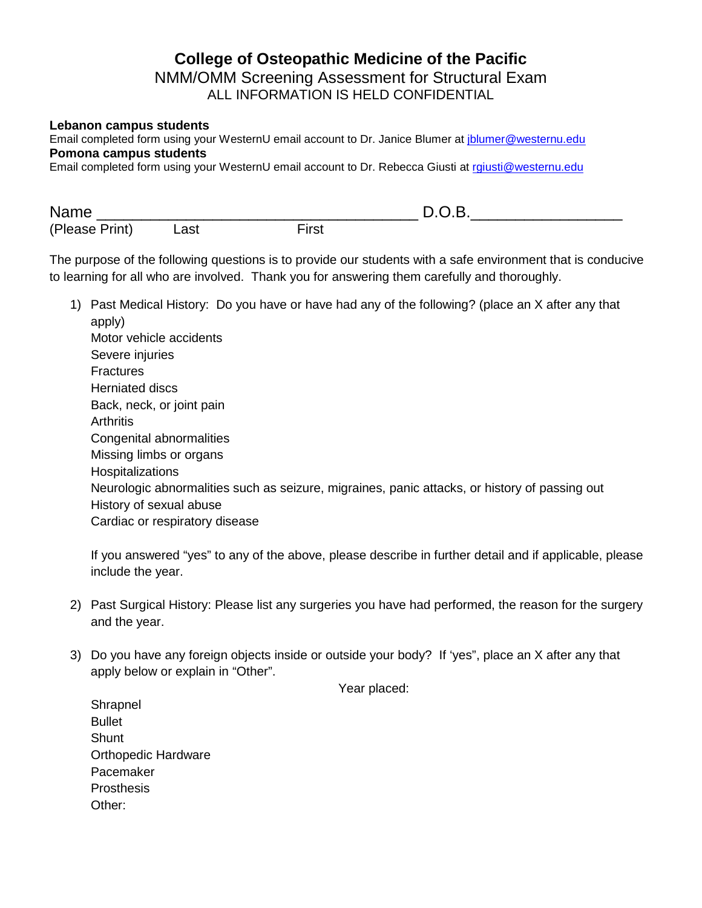# College of Osteopathic Medicine of the Pacific

## NMM/OMM Screening Assessment for Structural Exam

ALL INFORMATION IS HELD CONFIDENTIAL

**Lebanon campus students**
Email completed form using your WesternU email account to Dr. Janice Blumer at jblumer@westernu.edu

**Pomona campus students**
Email completed form using your WesternU email account to Dr. Rebecca Giusti at rgiusti@westernu.edu

Name ___________________________________ D.O.B.________________
(Please Print) Last First

The purpose of the following questions is to provide our students with a safe environment that is conducive to learning for all who are involved. Thank you for answering them carefully and thoroughly.

1) Past Medical History: Do you have or have had any of the following? (place an X after any that apply)
   Motor vehicle accidents
   Severe injuries
   Fractures
   Herniated discs
   Back, neck, or joint pain
   Arthritis
   Congenital abnormalities
   Missing limbs or organs
   Hospitalizations
   Neurologic abnormalities such as seizure, migraines, panic attacks, or history of passing out
   History of sexual abuse
   Cardiac or respiratory disease

   If you answered "yes" to any of the above, please describe in further detail and if applicable, please include the year.

2) Past Surgical History: Please list any surgeries you have had performed, the reason for the surgery and the year.

3) Do you have any foreign objects inside or outside your body? If 'yes", place an X after any that apply below or explain in "Other".

   Year placed:

   Shrapnel
   Bullet
   Shunt
   Orthopedic Hardware
   Pacemaker
   Prosthesis
   Other: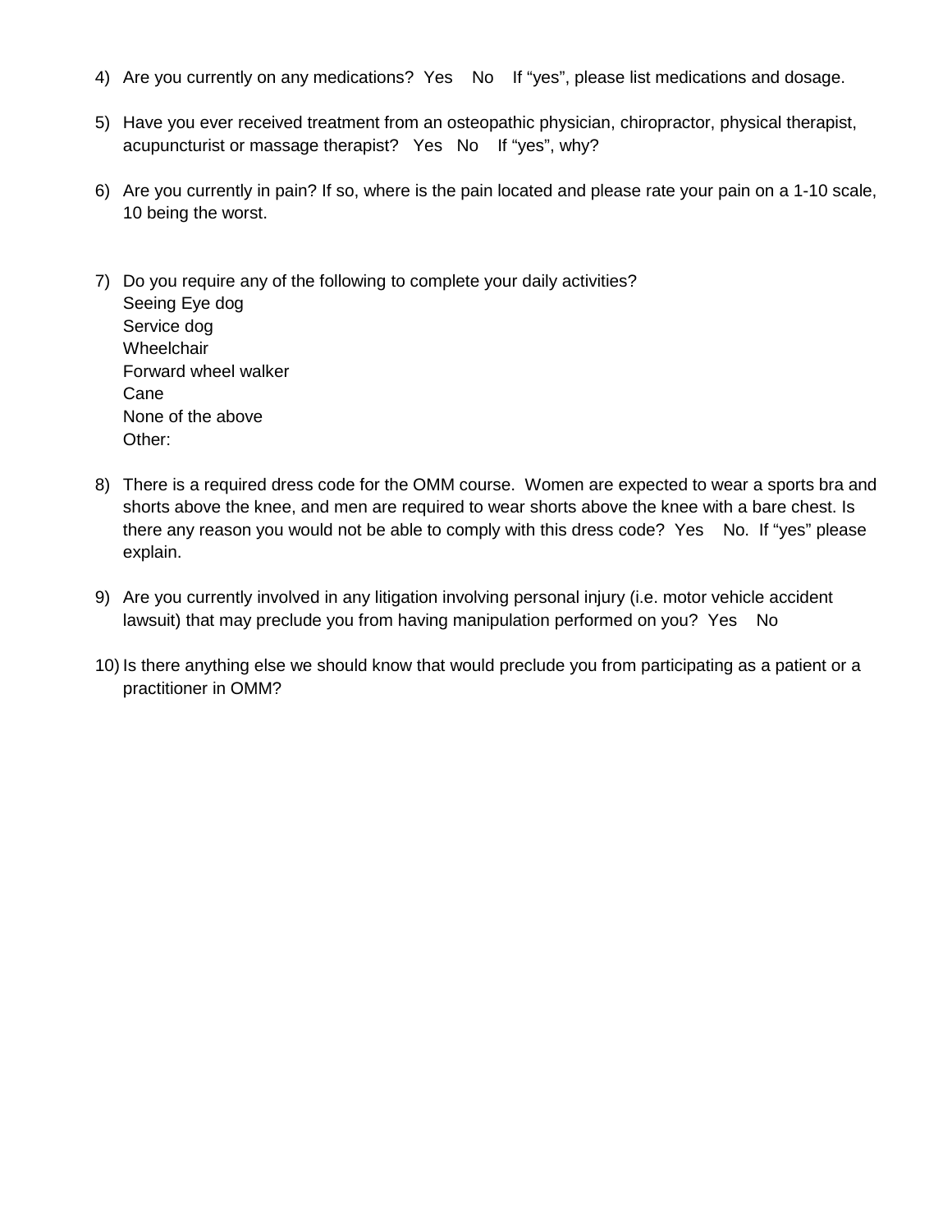4) Are you currently on any medications? Yes No If "yes", please list medications and dosage.

5) Have you ever received treatment from an osteopathic physician, chiropractor, physical therapist, acupuncturist or massage therapist? Yes No If "yes", why?

6) Are you currently in pain? If so, where is the pain located and please rate your pain on a 1-10 scale, 10 being the worst.

7) Do you require any of the following to complete your daily activities?
   Seeing Eye dog
   Service dog
   Wheelchair
   Forward wheel walker
   Cane
   None of the above
   Other:

8) There is a required dress code for the OMM course. Women are expected to wear a sports bra and shorts above the knee, and men are required to wear shorts above the knee with a bare chest. Is there any reason you would not be able to comply with this dress code? Yes No. If "yes" please explain.

9) Are you currently involved in any litigation involving personal injury (i.e. motor vehicle accident lawsuit) that may preclude you from having manipulation performed on you? Yes No

10) Is there anything else we should know that would preclude you from participating as a patient or a practitioner in OMM?